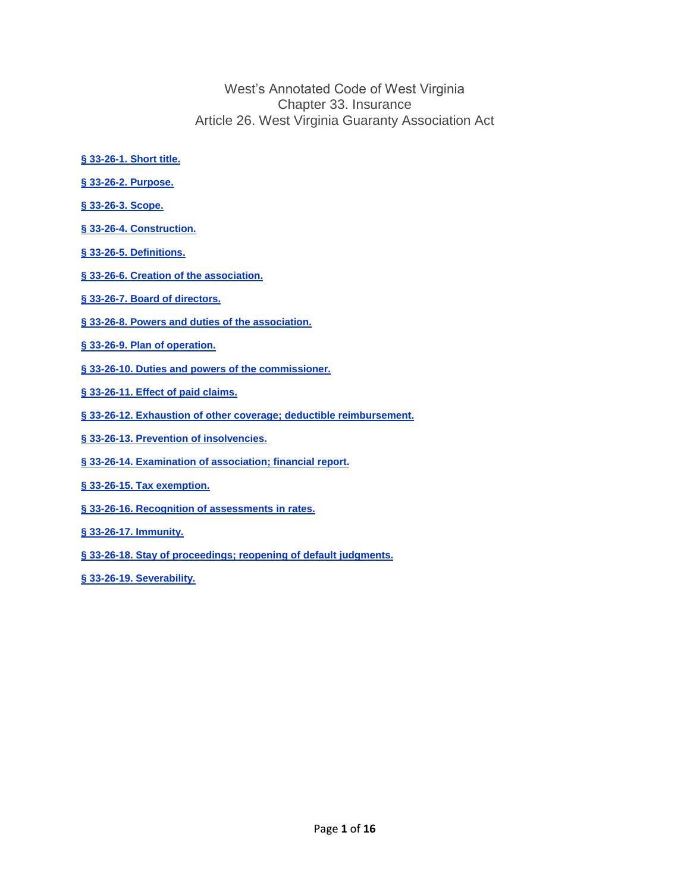# West's Annotated Code of West Virginia
## Chapter 33. Insurance
## Article 26. West Virginia Guaranty Association Act

**§ 33-26-1. Short title.**

**§ 33-26-2. Purpose.**

**§ 33-26-3. Scope.**

**§ 33-26-4. Construction.**

**§ 33-26-5. Definitions.**

**§ 33-26-6. Creation of the association.**

**§ 33-26-7. Board of directors.**

**§ 33-26-8. Powers and duties of the association.**

**§ 33-26-9. Plan of operation.**

**§ 33-26-10. Duties and powers of the commissioner.**

**§ 33-26-11. Effect of paid claims.**

**§ 33-26-12. Exhaustion of other coverage; deductible reimbursement.**

**§ 33-26-13. Prevention of insolvencies.**

**§ 33-26-14. Examination of association; financial report.**

**§ 33-26-15. Tax exemption.**

**§ 33-26-16. Recognition of assessments in rates.**

**§ 33-26-17. Immunity.**

**§ 33-26-18. Stay of proceedings; reopening of default judgments.**

**§ 33-26-19. Severability.**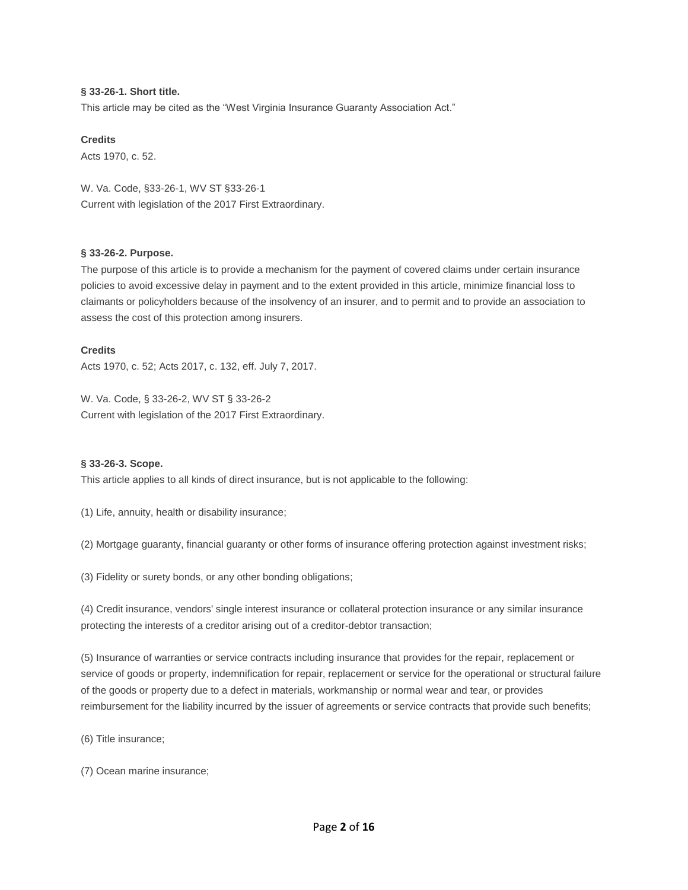**§ 33-26-1. Short title.**

This article may be cited as the "West Virginia Insurance Guaranty Association Act."

**Credits**

Acts 1970, c. 52.

W. Va. Code, §33-26-1, WV ST §33-26-1
Current with legislation of the 2017 First Extraordinary.

**§ 33-26-2. Purpose.**

The purpose of this article is to provide a mechanism for the payment of covered claims under certain insurance policies to avoid excessive delay in payment and to the extent provided in this article, minimize financial loss to claimants or policyholders because of the insolvency of an insurer, and to permit and to provide an association to assess the cost of this protection among insurers.

**Credits**

Acts 1970, c. 52; Acts 2017, c. 132, eff. July 7, 2017.

W. Va. Code, § 33-26-2, WV ST § 33-26-2
Current with legislation of the 2017 First Extraordinary.

**§ 33-26-3. Scope.**

This article applies to all kinds of direct insurance, but is not applicable to the following:

(1) Life, annuity, health or disability insurance;

(2) Mortgage guaranty, financial guaranty or other forms of insurance offering protection against investment risks;

(3) Fidelity or surety bonds, or any other bonding obligations;

(4) Credit insurance, vendors' single interest insurance or collateral protection insurance or any similar insurance protecting the interests of a creditor arising out of a creditor-debtor transaction;

(5) Insurance of warranties or service contracts including insurance that provides for the repair, replacement or service of goods or property, indemnification for repair, replacement or service for the operational or structural failure of the goods or property due to a defect in materials, workmanship or normal wear and tear, or provides reimbursement for the liability incurred by the issuer of agreements or service contracts that provide such benefits;

(6) Title insurance;

(7) Ocean marine insurance;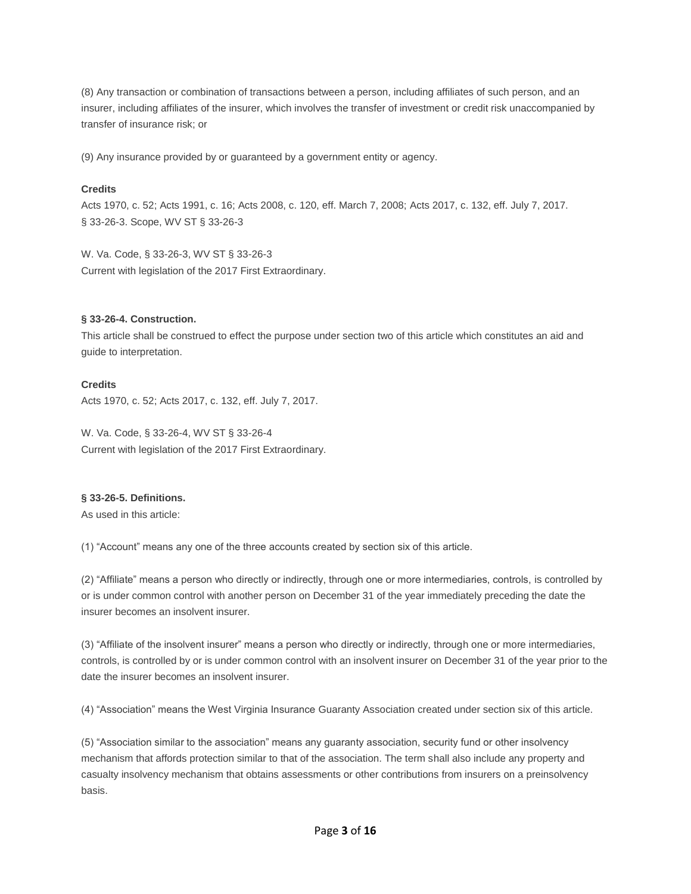(8) Any transaction or combination of transactions between a person, including affiliates of such person, and an insurer, including affiliates of the insurer, which involves the transfer of investment or credit risk unaccompanied by transfer of insurance risk; or

(9) Any insurance provided by or guaranteed by a government entity or agency.

**Credits**

Acts 1970, c. 52; Acts 1991, c. 16; Acts 2008, c. 120, eff. March 7, 2008; Acts 2017, c. 132, eff. July 7, 2017.
§ 33-26-3. Scope, WV ST § 33-26-3

W. Va. Code, § 33-26-3, WV ST § 33-26-3
Current with legislation of the 2017 First Extraordinary.

### § 33-26-4. Construction.

This article shall be construed to effect the purpose under section two of this article which constitutes an aid and guide to interpretation.

**Credits**

Acts 1970, c. 52; Acts 2017, c. 132, eff. July 7, 2017.

W. Va. Code, § 33-26-4, WV ST § 33-26-4
Current with legislation of the 2017 First Extraordinary.

### § 33-26-5. Definitions.

As used in this article:

(1) “Account” means any one of the three accounts created by section six of this article.

(2) “Affiliate” means a person who directly or indirectly, through one or more intermediaries, controls, is controlled by or is under common control with another person on December 31 of the year immediately preceding the date the insurer becomes an insolvent insurer.

(3) “Affiliate of the insolvent insurer” means a person who directly or indirectly, through one or more intermediaries, controls, is controlled by or is under common control with an insolvent insurer on December 31 of the year prior to the date the insurer becomes an insolvent insurer.

(4) “Association” means the West Virginia Insurance Guaranty Association created under section six of this article.

(5) “Association similar to the association” means any guaranty association, security fund or other insolvency mechanism that affords protection similar to that of the association. The term shall also include any property and casualty insolvency mechanism that obtains assessments or other contributions from insurers on a preinsolvency basis.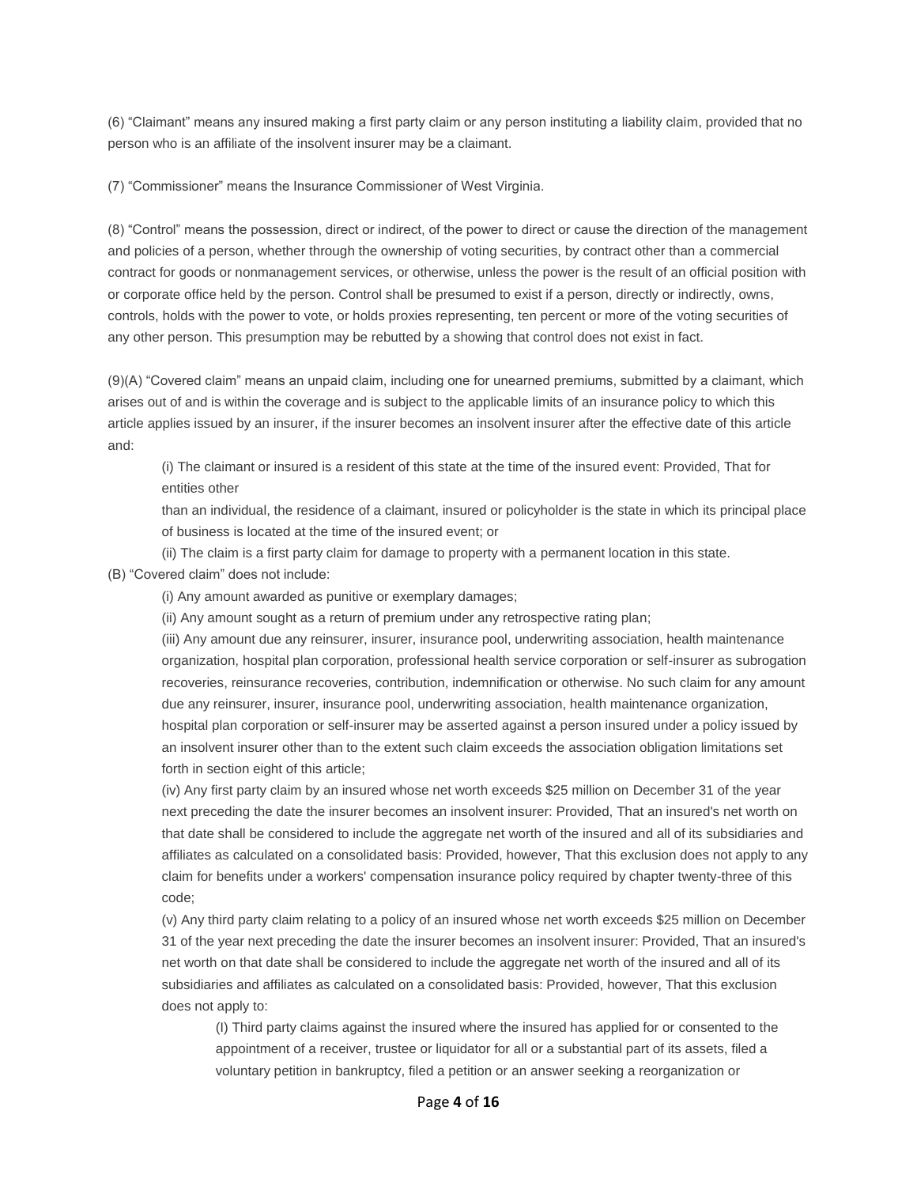(6) "Claimant" means any insured making a first party claim or any person instituting a liability claim, provided that no person who is an affiliate of the insolvent insurer may be a claimant.

(7) "Commissioner" means the Insurance Commissioner of West Virginia.

(8) "Control" means the possession, direct or indirect, of the power to direct or cause the direction of the management and policies of a person, whether through the ownership of voting securities, by contract other than a commercial contract for goods or nonmanagement services, or otherwise, unless the power is the result of an official position with or corporate office held by the person. Control shall be presumed to exist if a person, directly or indirectly, owns, controls, holds with the power to vote, or holds proxies representing, ten percent or more of the voting securities of any other person. This presumption may be rebutted by a showing that control does not exist in fact.

(9)(A) "Covered claim" means an unpaid claim, including one for unearned premiums, submitted by a claimant, which arises out of and is within the coverage and is subject to the applicable limits of an insurance policy to which this article applies issued by an insurer, if the insurer becomes an insolvent insurer after the effective date of this article and:

> (i) The claimant or insured is a resident of this state at the time of the insured event: Provided, That for entities other than an individual, the residence of a claimant, insured or policyholder is the state in which its principal place of business is located at the time of the insured event; or
>
> (ii) The claim is a first party claim for damage to property with a permanent location in this state.

(B) "Covered claim" does not include:

> (i) Any amount awarded as punitive or exemplary damages;
>
> (ii) Any amount sought as a return of premium under any retrospective rating plan;
>
> (iii) Any amount due any reinsurer, insurer, insurance pool, underwriting association, health maintenance organization, hospital plan corporation, professional health service corporation or self-insurer as subrogation recoveries, reinsurance recoveries, contribution, indemnification or otherwise. No such claim for any amount due any reinsurer, insurer, insurance pool, underwriting association, health maintenance organization, hospital plan corporation or self-insurer may be asserted against a person insured under a policy issued by an insolvent insurer other than to the extent such claim exceeds the association obligation limitations set forth in section eight of this article;
>
> (iv) Any first party claim by an insured whose net worth exceeds $25 million on December 31 of the year next preceding the date the insurer becomes an insolvent insurer: Provided, That an insured's net worth on that date shall be considered to include the aggregate net worth of the insured and all of its subsidiaries and affiliates as calculated on a consolidated basis: Provided, however, That this exclusion does not apply to any claim for benefits under a workers' compensation insurance policy required by chapter twenty-three of this code;
>
> (v) Any third party claim relating to a policy of an insured whose net worth exceeds $25 million on December 31 of the year next preceding the date the insurer becomes an insolvent insurer: Provided, That an insured's net worth on that date shall be considered to include the aggregate net worth of the insured and all of its subsidiaries and affiliates as calculated on a consolidated basis: Provided, however, That this exclusion does not apply to:
>
> > (I) Third party claims against the insured where the insured has applied for or consented to the appointment of a receiver, trustee or liquidator for all or a substantial part of its assets, filed a voluntary petition in bankruptcy, filed a petition or an answer seeking a reorganization or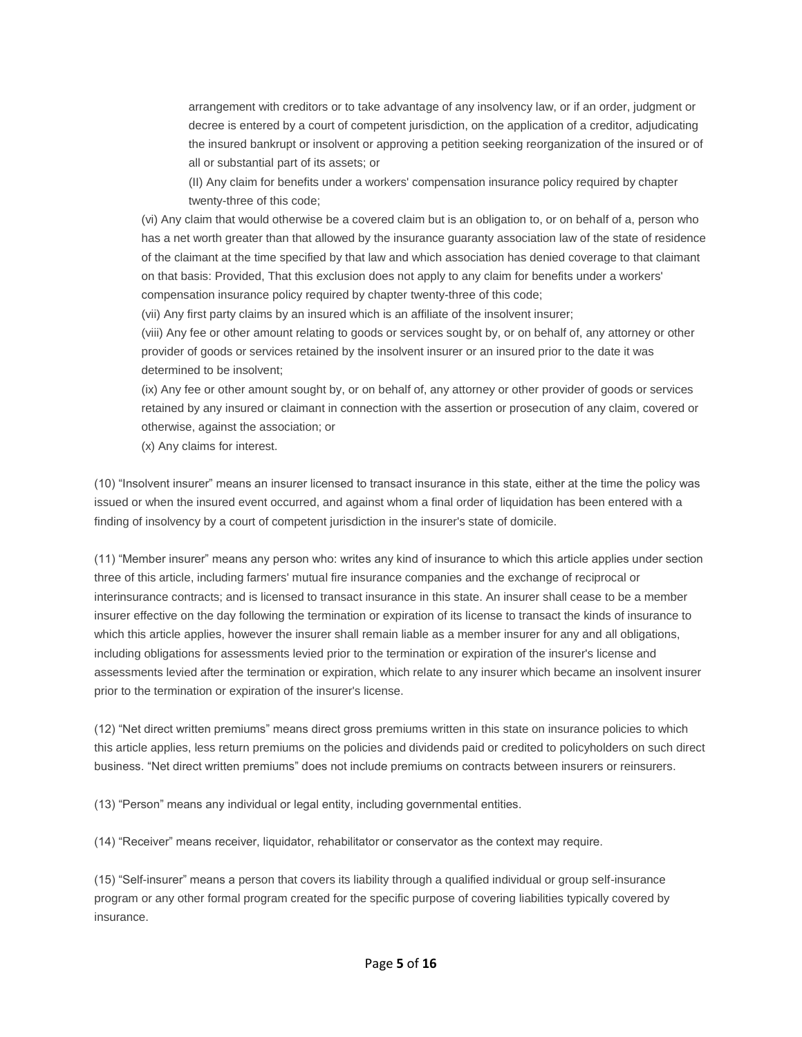arrangement with creditors or to take advantage of any insolvency law, or if an order, judgment or decree is entered by a court of competent jurisdiction, on the application of a creditor, adjudicating the insured bankrupt or insolvent or approving a petition seeking reorganization of the insured or of all or substantial part of its assets; or

(II) Any claim for benefits under a workers' compensation insurance policy required by chapter twenty-three of this code;

(vi) Any claim that would otherwise be a covered claim but is an obligation to, or on behalf of a, person who has a net worth greater than that allowed by the insurance guaranty association law of the state of residence of the claimant at the time specified by that law and which association has denied coverage to that claimant on that basis: Provided, That this exclusion does not apply to any claim for benefits under a workers' compensation insurance policy required by chapter twenty-three of this code;

(vii) Any first party claims by an insured which is an affiliate of the insolvent insurer;

(viii) Any fee or other amount relating to goods or services sought by, or on behalf of, any attorney or other provider of goods or services retained by the insolvent insurer or an insured prior to the date it was determined to be insolvent;

(ix) Any fee or other amount sought by, or on behalf of, any attorney or other provider of goods or services retained by any insured or claimant in connection with the assertion or prosecution of any claim, covered or otherwise, against the association; or

(x) Any claims for interest.

(10) "Insolvent insurer" means an insurer licensed to transact insurance in this state, either at the time the policy was issued or when the insured event occurred, and against whom a final order of liquidation has been entered with a finding of insolvency by a court of competent jurisdiction in the insurer's state of domicile.

(11) "Member insurer" means any person who: writes any kind of insurance to which this article applies under section three of this article, including farmers' mutual fire insurance companies and the exchange of reciprocal or interinsurance contracts; and is licensed to transact insurance in this state. An insurer shall cease to be a member insurer effective on the day following the termination or expiration of its license to transact the kinds of insurance to which this article applies, however the insurer shall remain liable as a member insurer for any and all obligations, including obligations for assessments levied prior to the termination or expiration of the insurer's license and assessments levied after the termination or expiration, which relate to any insurer which became an insolvent insurer prior to the termination or expiration of the insurer's license.

(12) "Net direct written premiums" means direct gross premiums written in this state on insurance policies to which this article applies, less return premiums on the policies and dividends paid or credited to policyholders on such direct business. "Net direct written premiums" does not include premiums on contracts between insurers or reinsurers.

(13) "Person" means any individual or legal entity, including governmental entities.

(14) "Receiver" means receiver, liquidator, rehabilitator or conservator as the context may require.

(15) "Self-insurer" means a person that covers its liability through a qualified individual or group self-insurance program or any other formal program created for the specific purpose of covering liabilities typically covered by insurance.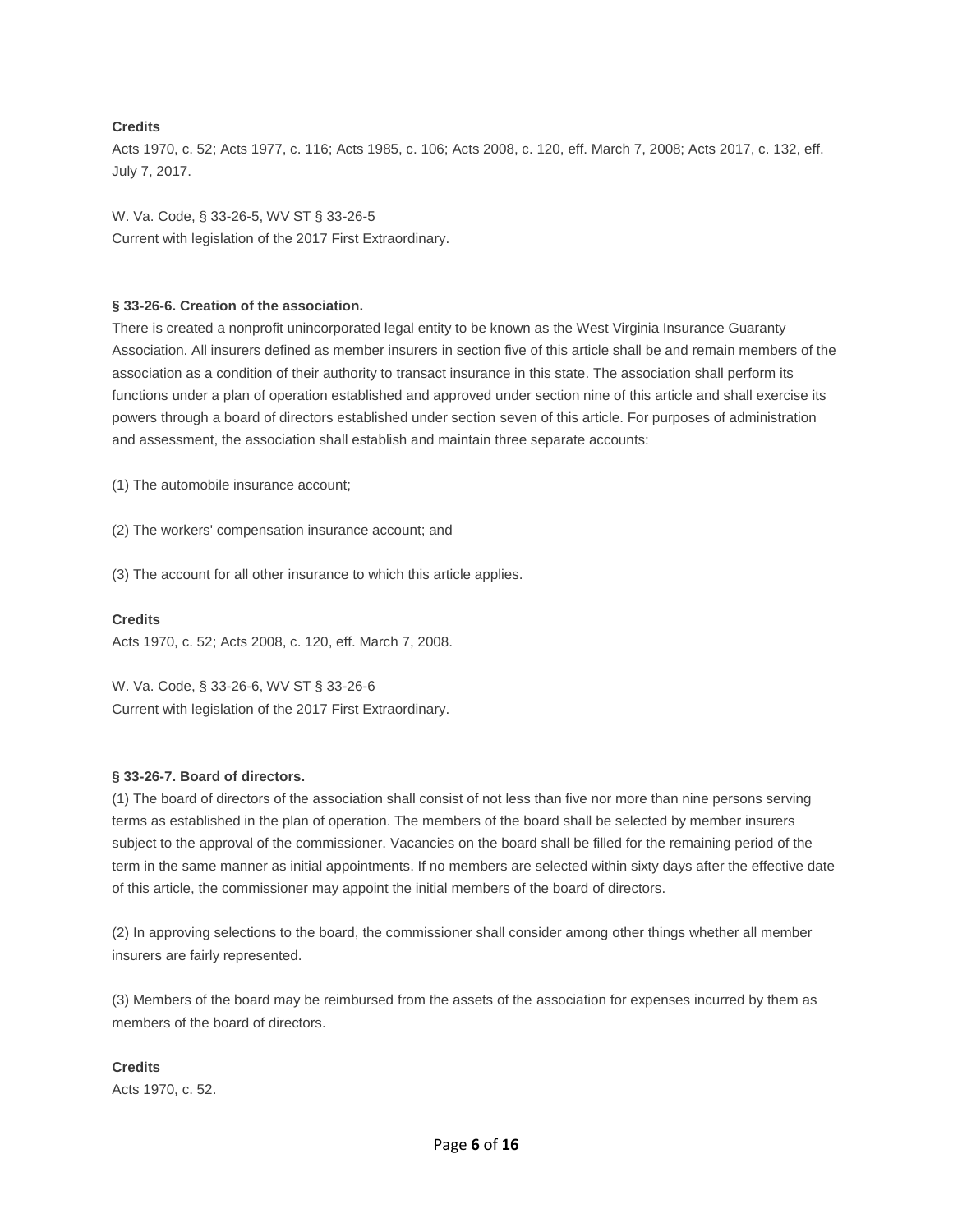**Credits**

Acts 1970, c. 52; Acts 1977, c. 116; Acts 1985, c. 106; Acts 2008, c. 120, eff. March 7, 2008; Acts 2017, c. 132, eff. July 7, 2017.

W. Va. Code, § 33-26-5, WV ST § 33-26-5
Current with legislation of the 2017 First Extraordinary.

**§ 33-26-6. Creation of the association.**

There is created a nonprofit unincorporated legal entity to be known as the West Virginia Insurance Guaranty Association. All insurers defined as member insurers in section five of this article shall be and remain members of the association as a condition of their authority to transact insurance in this state. The association shall perform its functions under a plan of operation established and approved under section nine of this article and shall exercise its powers through a board of directors established under section seven of this article. For purposes of administration and assessment, the association shall establish and maintain three separate accounts:

(1) The automobile insurance account;

(2) The workers' compensation insurance account; and

(3) The account for all other insurance to which this article applies.

**Credits**

Acts 1970, c. 52; Acts 2008, c. 120, eff. March 7, 2008.

W. Va. Code, § 33-26-6, WV ST § 33-26-6
Current with legislation of the 2017 First Extraordinary.

**§ 33-26-7. Board of directors.**

(1) The board of directors of the association shall consist of not less than five nor more than nine persons serving terms as established in the plan of operation. The members of the board shall be selected by member insurers subject to the approval of the commissioner. Vacancies on the board shall be filled for the remaining period of the term in the same manner as initial appointments. If no members are selected within sixty days after the effective date of this article, the commissioner may appoint the initial members of the board of directors.

(2) In approving selections to the board, the commissioner shall consider among other things whether all member insurers are fairly represented.

(3) Members of the board may be reimbursed from the assets of the association for expenses incurred by them as members of the board of directors.

**Credits**

Acts 1970, c. 52.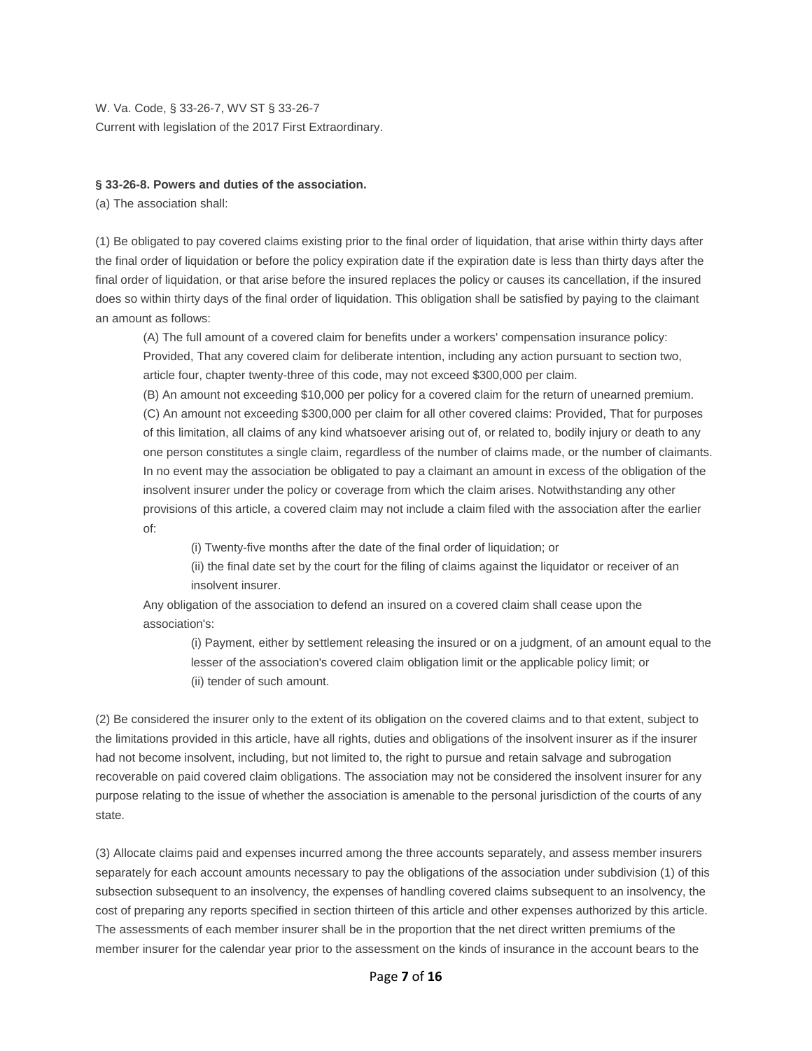W. Va. Code, § 33-26-7, WV ST § 33-26-7
Current with legislation of the 2017 First Extraordinary.

**§ 33-26-8. Powers and duties of the association.**

(a) The association shall:

(1) Be obligated to pay covered claims existing prior to the final order of liquidation, that arise within thirty days after the final order of liquidation or before the policy expiration date if the expiration date is less than thirty days after the final order of liquidation, or that arise before the insured replaces the policy or causes its cancellation, if the insured does so within thirty days of the final order of liquidation. This obligation shall be satisfied by paying to the claimant an amount as follows:

> (A) The full amount of a covered claim for benefits under a workers' compensation insurance policy: Provided, That any covered claim for deliberate intention, including any action pursuant to section two, article four, chapter twenty-three of this code, may not exceed $300,000 per claim.
>
> (B) An amount not exceeding $10,000 per policy for a covered claim for the return of unearned premium.
>
> (C) An amount not exceeding $300,000 per claim for all other covered claims: Provided, That for purposes of this limitation, all claims of any kind whatsoever arising out of, or related to, bodily injury or death to any one person constitutes a single claim, regardless of the number of claims made, or the number of claimants. In no event may the association be obligated to pay a claimant an amount in excess of the obligation of the insolvent insurer under the policy or coverage from which the claim arises. Notwithstanding any other provisions of this article, a covered claim may not include a claim filed with the association after the earlier of:
>
> > (i) Twenty-five months after the date of the final order of liquidation; or
> >
> > (ii) the final date set by the court for the filing of claims against the liquidator or receiver of an insolvent insurer.
>
> Any obligation of the association to defend an insured on a covered claim shall cease upon the association's:
>
> > (i) Payment, either by settlement releasing the insured or on a judgment, of an amount equal to the lesser of the association's covered claim obligation limit or the applicable policy limit; or
> >
> > (ii) tender of such amount.

(2) Be considered the insurer only to the extent of its obligation on the covered claims and to that extent, subject to the limitations provided in this article, have all rights, duties and obligations of the insolvent insurer as if the insurer had not become insolvent, including, but not limited to, the right to pursue and retain salvage and subrogation recoverable on paid covered claim obligations. The association may not be considered the insolvent insurer for any purpose relating to the issue of whether the association is amenable to the personal jurisdiction of the courts of any state.

(3) Allocate claims paid and expenses incurred among the three accounts separately, and assess member insurers separately for each account amounts necessary to pay the obligations of the association under subdivision (1) of this subsection subsequent to an insolvency, the expenses of handling covered claims subsequent to an insolvency, the cost of preparing any reports specified in section thirteen of this article and other expenses authorized by this article. The assessments of each member insurer shall be in the proportion that the net direct written premiums of the member insurer for the calendar year prior to the assessment on the kinds of insurance in the account bears to the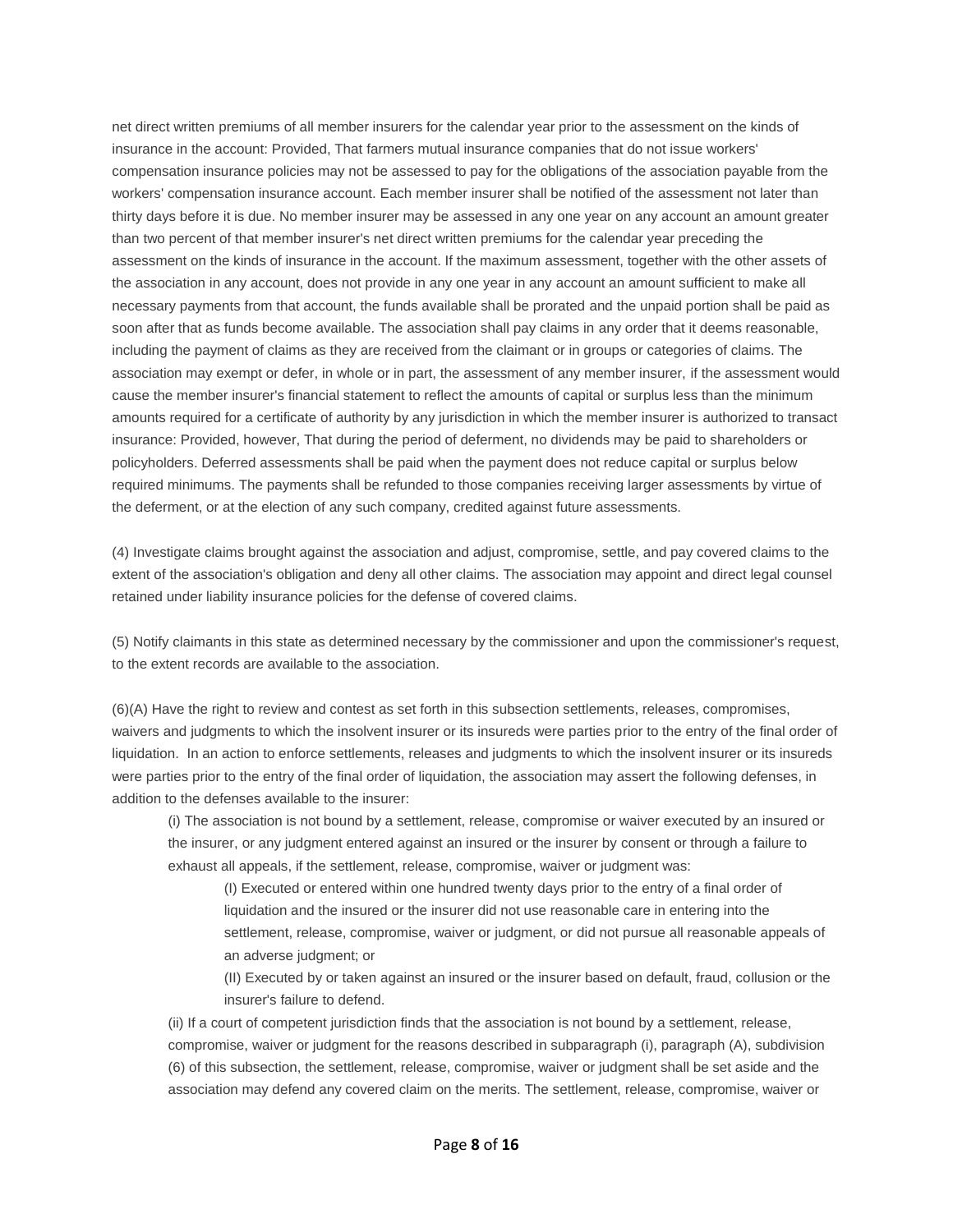net direct written premiums of all member insurers for the calendar year prior to the assessment on the kinds of insurance in the account: Provided, That farmers mutual insurance companies that do not issue workers' compensation insurance policies may not be assessed to pay for the obligations of the association payable from the workers' compensation insurance account. Each member insurer shall be notified of the assessment not later than thirty days before it is due. No member insurer may be assessed in any one year on any account an amount greater than two percent of that member insurer's net direct written premiums for the calendar year preceding the assessment on the kinds of insurance in the account. If the maximum assessment, together with the other assets of the association in any account, does not provide in any one year in any account an amount sufficient to make all necessary payments from that account, the funds available shall be prorated and the unpaid portion shall be paid as soon after that as funds become available. The association shall pay claims in any order that it deems reasonable, including the payment of claims as they are received from the claimant or in groups or categories of claims. The association may exempt or defer, in whole or in part, the assessment of any member insurer, if the assessment would cause the member insurer's financial statement to reflect the amounts of capital or surplus less than the minimum amounts required for a certificate of authority by any jurisdiction in which the member insurer is authorized to transact insurance: Provided, however, That during the period of deferment, no dividends may be paid to shareholders or policyholders. Deferred assessments shall be paid when the payment does not reduce capital or surplus below required minimums. The payments shall be refunded to those companies receiving larger assessments by virtue of the deferment, or at the election of any such company, credited against future assessments.

(4) Investigate claims brought against the association and adjust, compromise, settle, and pay covered claims to the extent of the association's obligation and deny all other claims. The association may appoint and direct legal counsel retained under liability insurance policies for the defense of covered claims.

(5) Notify claimants in this state as determined necessary by the commissioner and upon the commissioner's request, to the extent records are available to the association.

(6)(A) Have the right to review and contest as set forth in this subsection settlements, releases, compromises, waivers and judgments to which the insolvent insurer or its insureds were parties prior to the entry of the final order of liquidation. In an action to enforce settlements, releases and judgments to which the insolvent insurer or its insureds were parties prior to the entry of the final order of liquidation, the association may assert the following defenses, in addition to the defenses available to the insurer:

(i) The association is not bound by a settlement, release, compromise or waiver executed by an insured or the insurer, or any judgment entered against an insured or the insurer by consent or through a failure to exhaust all appeals, if the settlement, release, compromise, waiver or judgment was:

(I) Executed or entered within one hundred twenty days prior to the entry of a final order of liquidation and the insured or the insurer did not use reasonable care in entering into the settlement, release, compromise, waiver or judgment, or did not pursue all reasonable appeals of an adverse judgment; or

(II) Executed by or taken against an insured or the insurer based on default, fraud, collusion or the insurer's failure to defend.

(ii) If a court of competent jurisdiction finds that the association is not bound by a settlement, release, compromise, waiver or judgment for the reasons described in subparagraph (i), paragraph (A), subdivision (6) of this subsection, the settlement, release, compromise, waiver or judgment shall be set aside and the association may defend any covered claim on the merits. The settlement, release, compromise, waiver or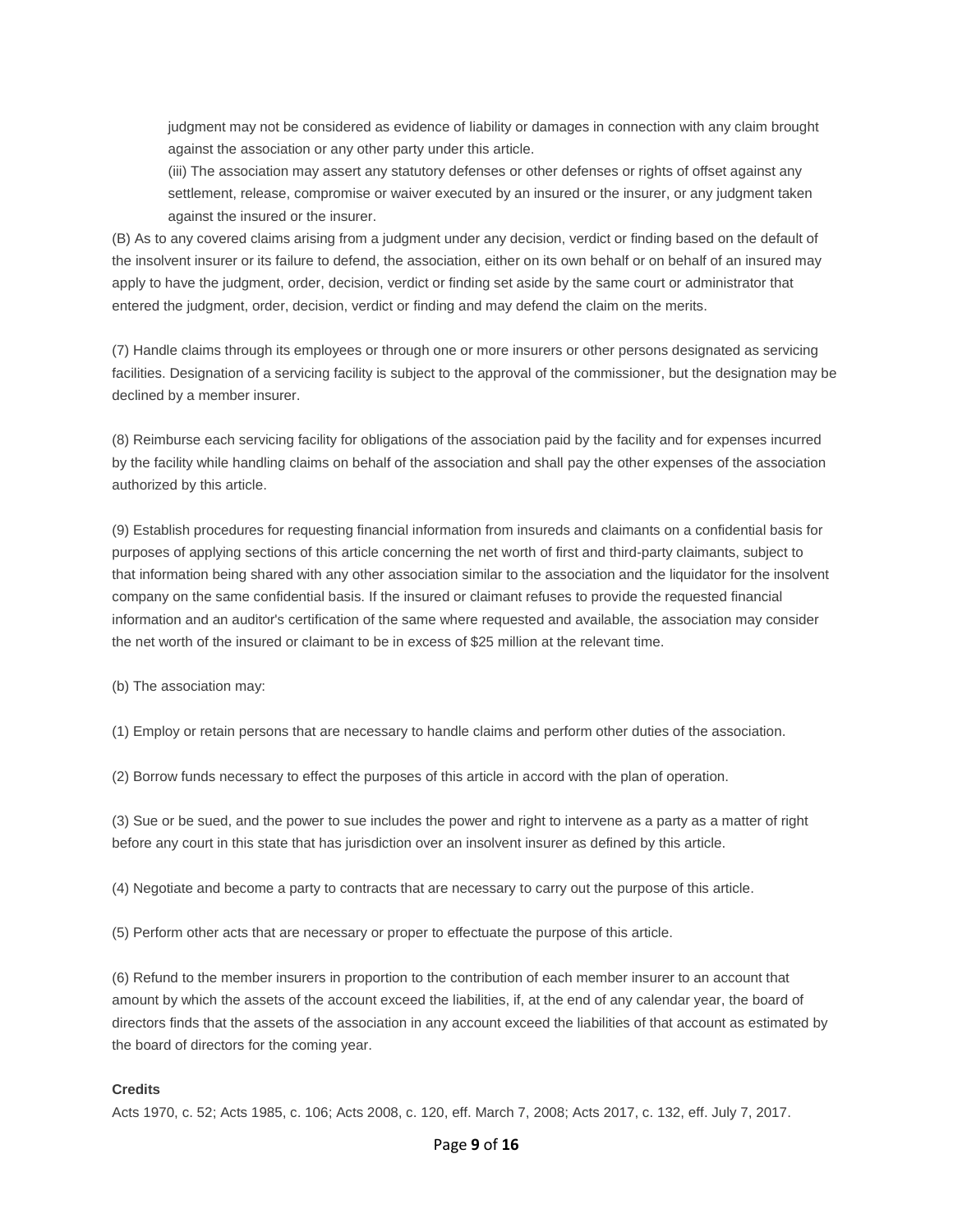judgment may not be considered as evidence of liability or damages in connection with any claim brought against the association or any other party under this article.

(iii) The association may assert any statutory defenses or other defenses or rights of offset against any settlement, release, compromise or waiver executed by an insured or the insurer, or any judgment taken against the insured or the insurer.

(B) As to any covered claims arising from a judgment under any decision, verdict or finding based on the default of the insolvent insurer or its failure to defend, the association, either on its own behalf or on behalf of an insured may apply to have the judgment, order, decision, verdict or finding set aside by the same court or administrator that entered the judgment, order, decision, verdict or finding and may defend the claim on the merits.

(7) Handle claims through its employees or through one or more insurers or other persons designated as servicing facilities. Designation of a servicing facility is subject to the approval of the commissioner, but the designation may be declined by a member insurer.

(8) Reimburse each servicing facility for obligations of the association paid by the facility and for expenses incurred by the facility while handling claims on behalf of the association and shall pay the other expenses of the association authorized by this article.

(9) Establish procedures for requesting financial information from insureds and claimants on a confidential basis for purposes of applying sections of this article concerning the net worth of first and third-party claimants, subject to that information being shared with any other association similar to the association and the liquidator for the insolvent company on the same confidential basis. If the insured or claimant refuses to provide the requested financial information and an auditor's certification of the same where requested and available, the association may consider the net worth of the insured or claimant to be in excess of $25 million at the relevant time.

(b) The association may:

(1) Employ or retain persons that are necessary to handle claims and perform other duties of the association.

(2) Borrow funds necessary to effect the purposes of this article in accord with the plan of operation.

(3) Sue or be sued, and the power to sue includes the power and right to intervene as a party as a matter of right before any court in this state that has jurisdiction over an insolvent insurer as defined by this article.

(4) Negotiate and become a party to contracts that are necessary to carry out the purpose of this article.

(5) Perform other acts that are necessary or proper to effectuate the purpose of this article.

(6) Refund to the member insurers in proportion to the contribution of each member insurer to an account that amount by which the assets of the account exceed the liabilities, if, at the end of any calendar year, the board of directors finds that the assets of the association in any account exceed the liabilities of that account as estimated by the board of directors for the coming year.

**Credits**

Acts 1970, c. 52; Acts 1985, c. 106; Acts 2008, c. 120, eff. March 7, 2008; Acts 2017, c. 132, eff. July 7, 2017.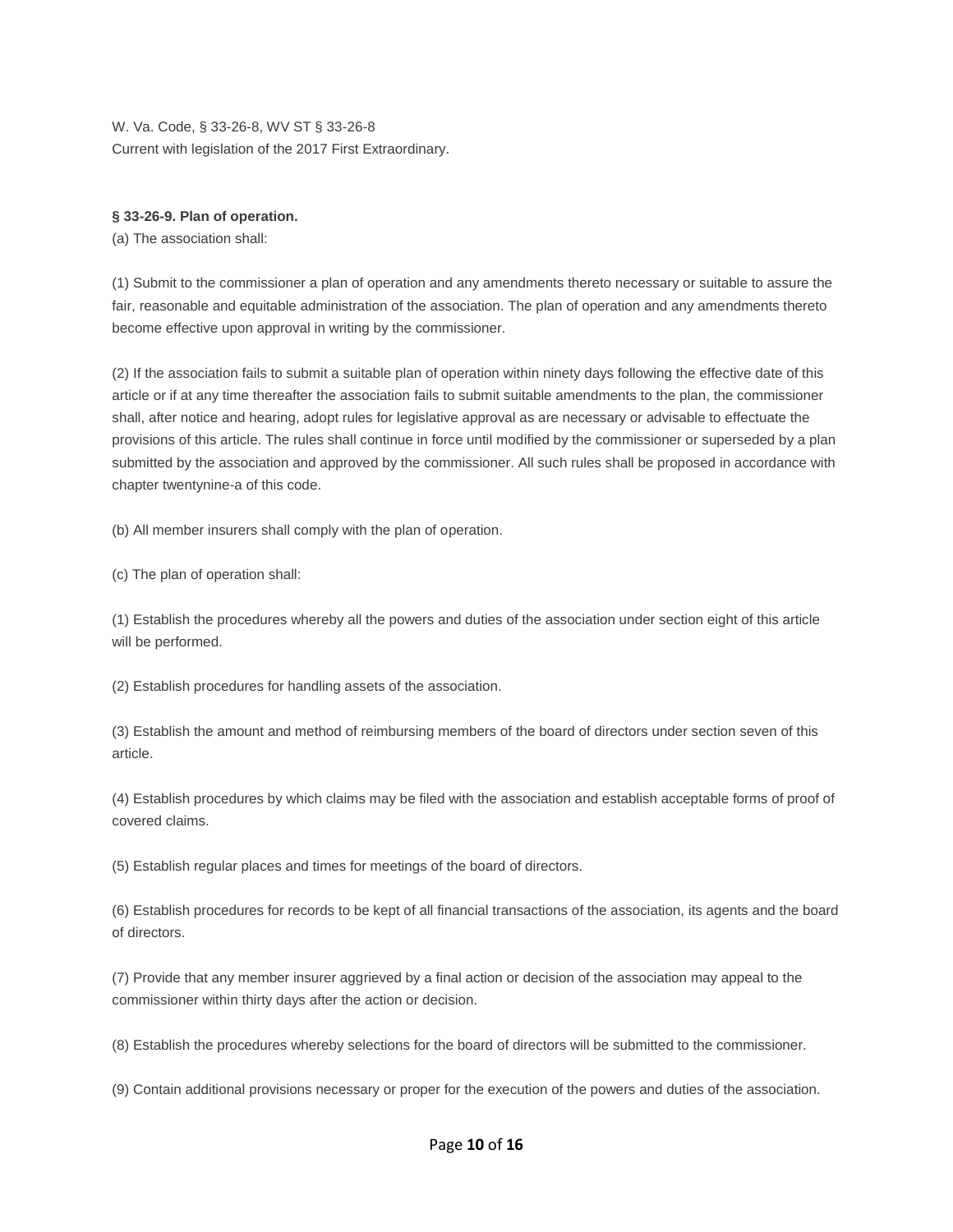W. Va. Code, § 33-26-8, WV ST § 33-26-8
Current with legislation of the 2017 First Extraordinary.

**§ 33-26-9. Plan of operation.**

(a) The association shall:

(1) Submit to the commissioner a plan of operation and any amendments thereto necessary or suitable to assure the fair, reasonable and equitable administration of the association. The plan of operation and any amendments thereto become effective upon approval in writing by the commissioner.

(2) If the association fails to submit a suitable plan of operation within ninety days following the effective date of this article or if at any time thereafter the association fails to submit suitable amendments to the plan, the commissioner shall, after notice and hearing, adopt rules for legislative approval as are necessary or advisable to effectuate the provisions of this article. The rules shall continue in force until modified by the commissioner or superseded by a plan submitted by the association and approved by the commissioner. All such rules shall be proposed in accordance with chapter twentynine-a of this code.

(b) All member insurers shall comply with the plan of operation.

(c) The plan of operation shall:

(1) Establish the procedures whereby all the powers and duties of the association under section eight of this article will be performed.

(2) Establish procedures for handling assets of the association.

(3) Establish the amount and method of reimbursing members of the board of directors under section seven of this article.

(4) Establish procedures by which claims may be filed with the association and establish acceptable forms of proof of covered claims.

(5) Establish regular places and times for meetings of the board of directors.

(6) Establish procedures for records to be kept of all financial transactions of the association, its agents and the board of directors.

(7) Provide that any member insurer aggrieved by a final action or decision of the association may appeal to the commissioner within thirty days after the action or decision.

(8) Establish the procedures whereby selections for the board of directors will be submitted to the commissioner.

(9) Contain additional provisions necessary or proper for the execution of the powers and duties of the association.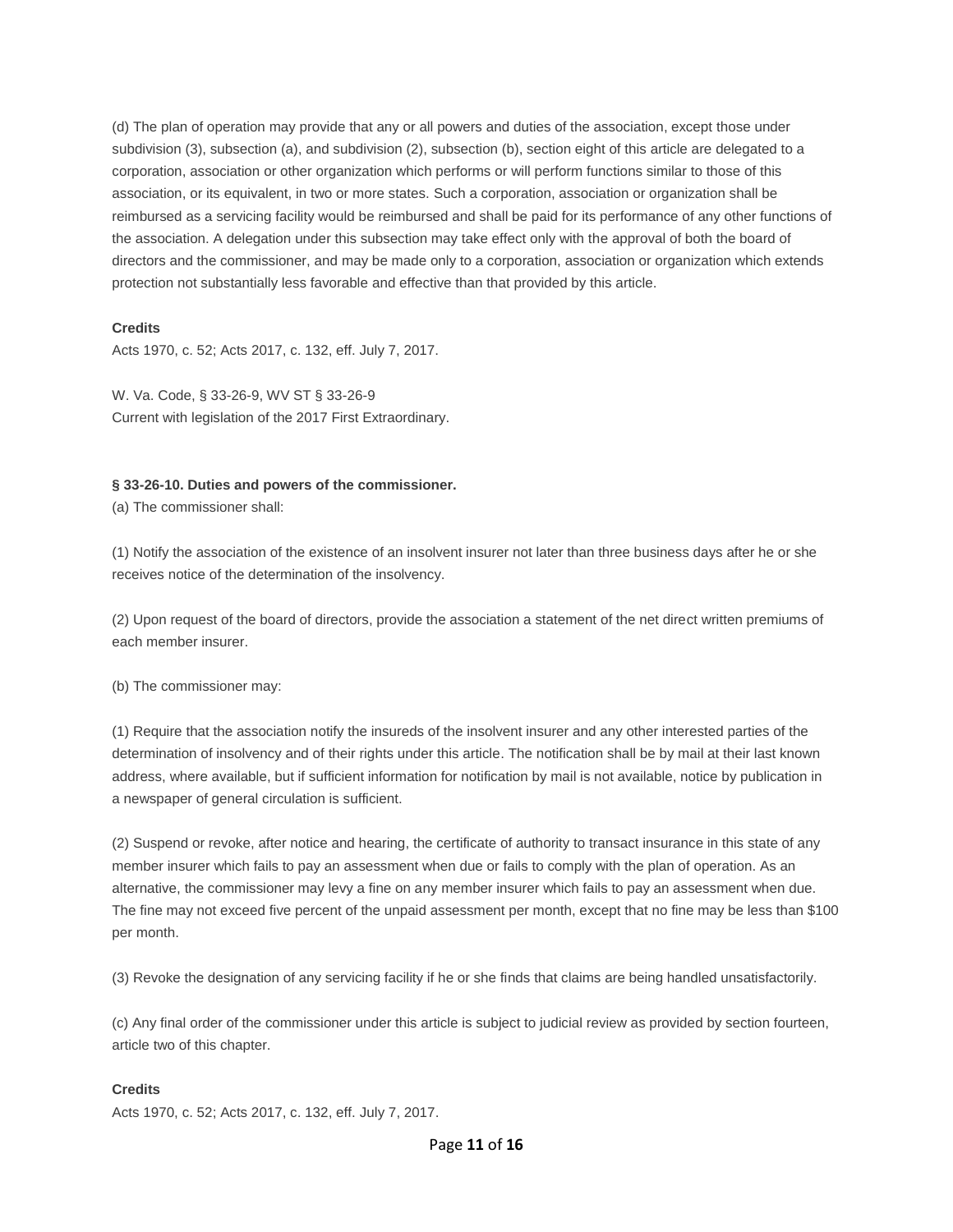(d) The plan of operation may provide that any or all powers and duties of the association, except those under subdivision (3), subsection (a), and subdivision (2), subsection (b), section eight of this article are delegated to a corporation, association or other organization which performs or will perform functions similar to those of this association, or its equivalent, in two or more states. Such a corporation, association or organization shall be reimbursed as a servicing facility would be reimbursed and shall be paid for its performance of any other functions of the association. A delegation under this subsection may take effect only with the approval of both the board of directors and the commissioner, and may be made only to a corporation, association or organization which extends protection not substantially less favorable and effective than that provided by this article.

**Credits**

Acts 1970, c. 52; Acts 2017, c. 132, eff. July 7, 2017.

W. Va. Code, § 33-26-9, WV ST § 33-26-9
Current with legislation of the 2017 First Extraordinary.

**§ 33-26-10. Duties and powers of the commissioner.**

(a) The commissioner shall:

(1) Notify the association of the existence of an insolvent insurer not later than three business days after he or she receives notice of the determination of the insolvency.

(2) Upon request of the board of directors, provide the association a statement of the net direct written premiums of each member insurer.

(b) The commissioner may:

(1) Require that the association notify the insureds of the insolvent insurer and any other interested parties of the determination of insolvency and of their rights under this article. The notification shall be by mail at their last known address, where available, but if sufficient information for notification by mail is not available, notice by publication in a newspaper of general circulation is sufficient.

(2) Suspend or revoke, after notice and hearing, the certificate of authority to transact insurance in this state of any member insurer which fails to pay an assessment when due or fails to comply with the plan of operation. As an alternative, the commissioner may levy a fine on any member insurer which fails to pay an assessment when due. The fine may not exceed five percent of the unpaid assessment per month, except that no fine may be less than $100 per month.

(3) Revoke the designation of any servicing facility if he or she finds that claims are being handled unsatisfactorily.

(c) Any final order of the commissioner under this article is subject to judicial review as provided by section fourteen, article two of this chapter.

**Credits**

Acts 1970, c. 52; Acts 2017, c. 132, eff. July 7, 2017.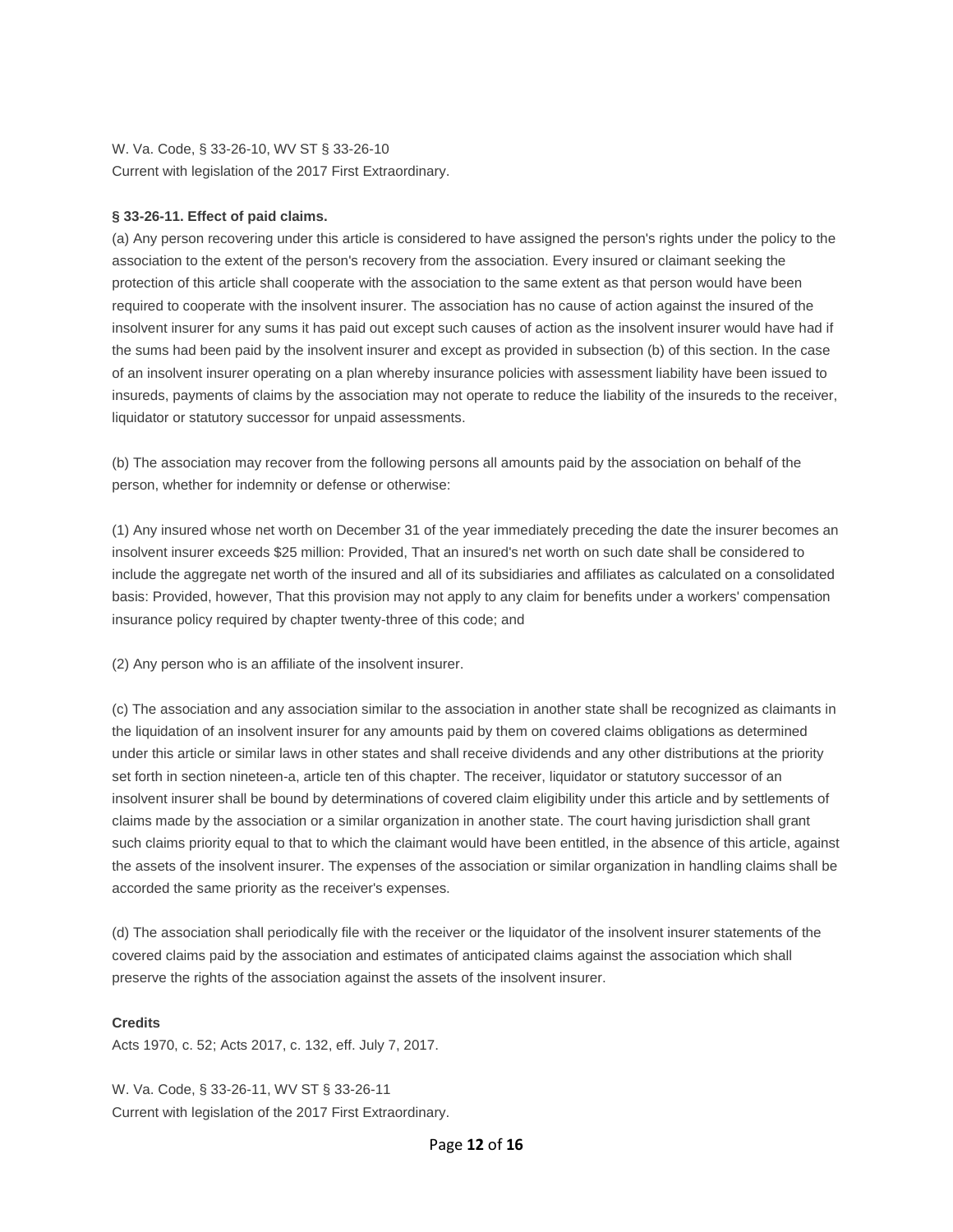W. Va. Code, § 33-26-10, WV ST § 33-26-10
Current with legislation of the 2017 First Extraordinary.

**§ 33-26-11. Effect of paid claims.**

(a) Any person recovering under this article is considered to have assigned the person's rights under the policy to the association to the extent of the person's recovery from the association. Every insured or claimant seeking the protection of this article shall cooperate with the association to the same extent as that person would have been required to cooperate with the insolvent insurer. The association has no cause of action against the insured of the insolvent insurer for any sums it has paid out except such causes of action as the insolvent insurer would have had if the sums had been paid by the insolvent insurer and except as provided in subsection (b) of this section. In the case of an insolvent insurer operating on a plan whereby insurance policies with assessment liability have been issued to insureds, payments of claims by the association may not operate to reduce the liability of the insureds to the receiver, liquidator or statutory successor for unpaid assessments.

(b) The association may recover from the following persons all amounts paid by the association on behalf of the person, whether for indemnity or defense or otherwise:

(1) Any insured whose net worth on December 31 of the year immediately preceding the date the insurer becomes an insolvent insurer exceeds $25 million: Provided, That an insured's net worth on such date shall be considered to include the aggregate net worth of the insured and all of its subsidiaries and affiliates as calculated on a consolidated basis: Provided, however, That this provision may not apply to any claim for benefits under a workers' compensation insurance policy required by chapter twenty-three of this code; and

(2) Any person who is an affiliate of the insolvent insurer.

(c) The association and any association similar to the association in another state shall be recognized as claimants in the liquidation of an insolvent insurer for any amounts paid by them on covered claims obligations as determined under this article or similar laws in other states and shall receive dividends and any other distributions at the priority set forth in section nineteen-a, article ten of this chapter. The receiver, liquidator or statutory successor of an insolvent insurer shall be bound by determinations of covered claim eligibility under this article and by settlements of claims made by the association or a similar organization in another state. The court having jurisdiction shall grant such claims priority equal to that to which the claimant would have been entitled, in the absence of this article, against the assets of the insolvent insurer. The expenses of the association or similar organization in handling claims shall be accorded the same priority as the receiver's expenses.

(d) The association shall periodically file with the receiver or the liquidator of the insolvent insurer statements of the covered claims paid by the association and estimates of anticipated claims against the association which shall preserve the rights of the association against the assets of the insolvent insurer.

**Credits**

Acts 1970, c. 52; Acts 2017, c. 132, eff. July 7, 2017.

W. Va. Code, § 33-26-11, WV ST § 33-26-11
Current with legislation of the 2017 First Extraordinary.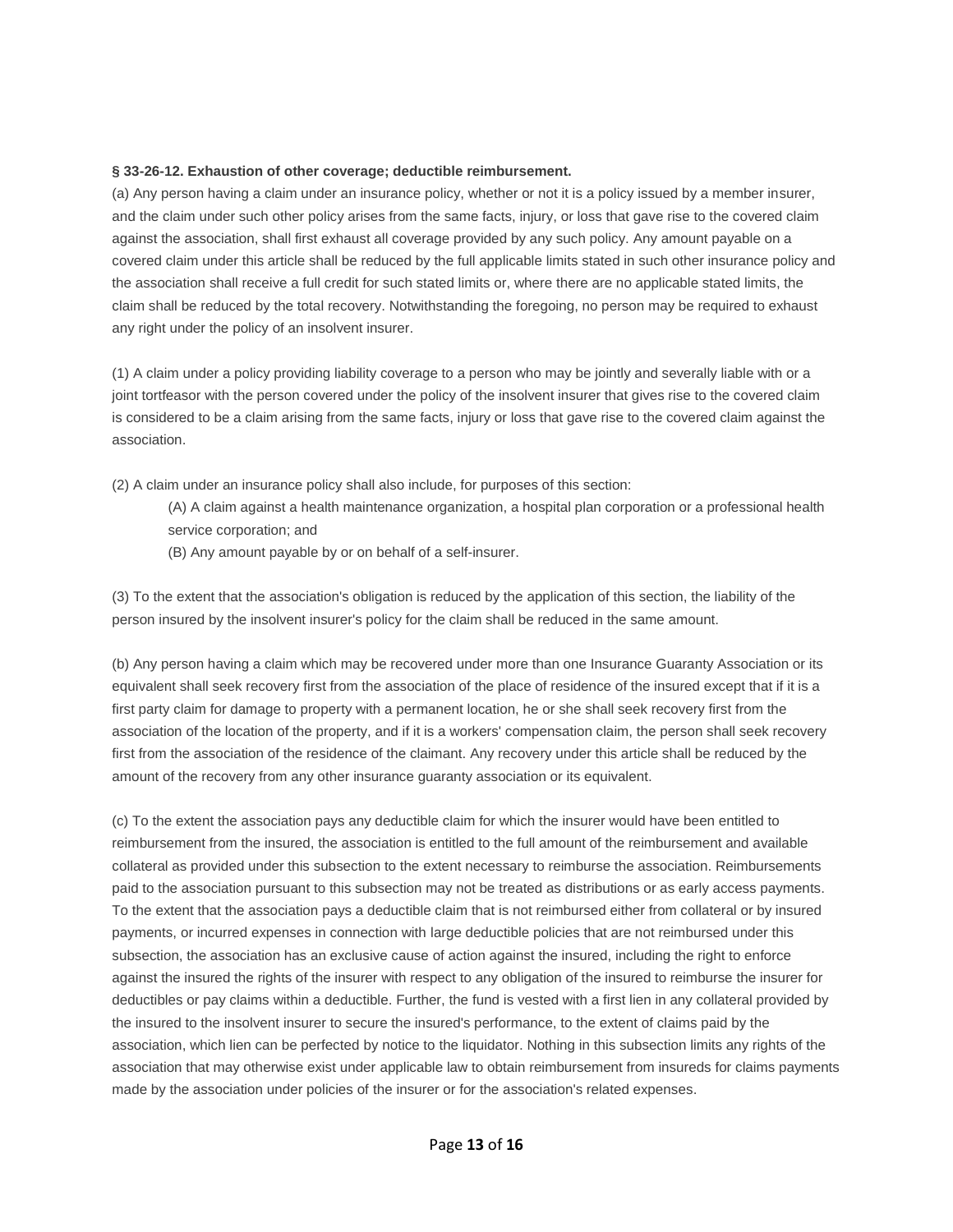**§ 33-26-12. Exhaustion of other coverage; deductible reimbursement.**

(a) Any person having a claim under an insurance policy, whether or not it is a policy issued by a member insurer, and the claim under such other policy arises from the same facts, injury, or loss that gave rise to the covered claim against the association, shall first exhaust all coverage provided by any such policy. Any amount payable on a covered claim under this article shall be reduced by the full applicable limits stated in such other insurance policy and the association shall receive a full credit for such stated limits or, where there are no applicable stated limits, the claim shall be reduced by the total recovery. Notwithstanding the foregoing, no person may be required to exhaust any right under the policy of an insolvent insurer.

(1) A claim under a policy providing liability coverage to a person who may be jointly and severally liable with or a joint tortfeasor with the person covered under the policy of the insolvent insurer that gives rise to the covered claim is considered to be a claim arising from the same facts, injury or loss that gave rise to the covered claim against the association.

(2) A claim under an insurance policy shall also include, for purposes of this section:

> (A) A claim against a health maintenance organization, a hospital plan corporation or a professional health service corporation; and
>
> (B) Any amount payable by or on behalf of a self-insurer.

(3) To the extent that the association's obligation is reduced by the application of this section, the liability of the person insured by the insolvent insurer's policy for the claim shall be reduced in the same amount.

(b) Any person having a claim which may be recovered under more than one Insurance Guaranty Association or its equivalent shall seek recovery first from the association of the place of residence of the insured except that if it is a first party claim for damage to property with a permanent location, he or she shall seek recovery first from the association of the location of the property, and if it is a workers' compensation claim, the person shall seek recovery first from the association of the residence of the claimant. Any recovery under this article shall be reduced by the amount of the recovery from any other insurance guaranty association or its equivalent.

(c) To the extent the association pays any deductible claim for which the insurer would have been entitled to reimbursement from the insured, the association is entitled to the full amount of the reimbursement and available collateral as provided under this subsection to the extent necessary to reimburse the association. Reimbursements paid to the association pursuant to this subsection may not be treated as distributions or as early access payments. To the extent that the association pays a deductible claim that is not reimbursed either from collateral or by insured payments, or incurred expenses in connection with large deductible policies that are not reimbursed under this subsection, the association has an exclusive cause of action against the insured, including the right to enforce against the insured the rights of the insurer with respect to any obligation of the insured to reimburse the insurer for deductibles or pay claims within a deductible. Further, the fund is vested with a first lien in any collateral provided by the insured to the insolvent insurer to secure the insured's performance, to the extent of claims paid by the association, which lien can be perfected by notice to the liquidator. Nothing in this subsection limits any rights of the association that may otherwise exist under applicable law to obtain reimbursement from insureds for claims payments made by the association under policies of the insurer or for the association's related expenses.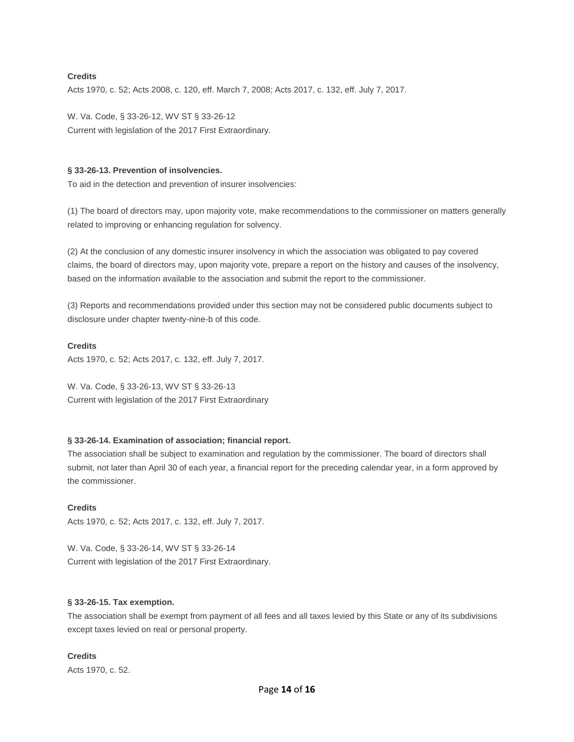**Credits**

Acts 1970, c. 52; Acts 2008, c. 120, eff. March 7, 2008; Acts 2017, c. 132, eff. July 7, 2017.

W. Va. Code, § 33-26-12, WV ST § 33-26-12
Current with legislation of the 2017 First Extraordinary.

**§ 33-26-13. Prevention of insolvencies.**

To aid in the detection and prevention of insurer insolvencies:

(1) The board of directors may, upon majority vote, make recommendations to the commissioner on matters generally related to improving or enhancing regulation for solvency.

(2) At the conclusion of any domestic insurer insolvency in which the association was obligated to pay covered claims, the board of directors may, upon majority vote, prepare a report on the history and causes of the insolvency, based on the information available to the association and submit the report to the commissioner.

(3) Reports and recommendations provided under this section may not be considered public documents subject to disclosure under chapter twenty-nine-b of this code.

**Credits**

Acts 1970, c. 52; Acts 2017, c. 132, eff. July 7, 2017.

W. Va. Code, § 33-26-13, WV ST § 33-26-13
Current with legislation of the 2017 First Extraordinary

**§ 33-26-14. Examination of association; financial report.**

The association shall be subject to examination and regulation by the commissioner. The board of directors shall submit, not later than April 30 of each year, a financial report for the preceding calendar year, in a form approved by the commissioner.

**Credits**

Acts 1970, c. 52; Acts 2017, c. 132, eff. July 7, 2017.

W. Va. Code, § 33-26-14, WV ST § 33-26-14
Current with legislation of the 2017 First Extraordinary.

**§ 33-26-15. Tax exemption.**

The association shall be exempt from payment of all fees and all taxes levied by this State or any of its subdivisions except taxes levied on real or personal property.

**Credits**

Acts 1970, c. 52.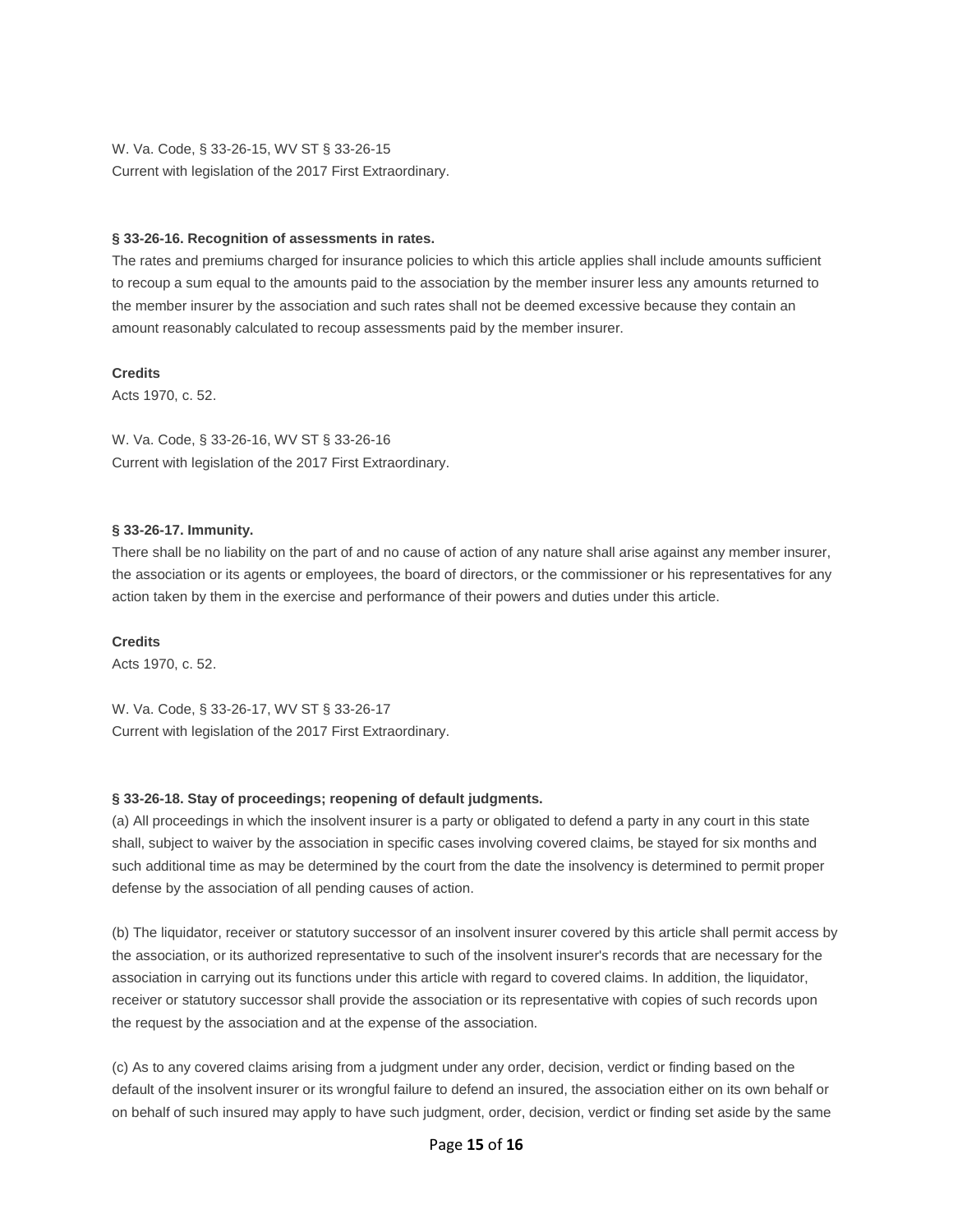W. Va. Code, § 33-26-15, WV ST § 33-26-15
Current with legislation of the 2017 First Extraordinary.

**§ 33-26-16. Recognition of assessments in rates.**

The rates and premiums charged for insurance policies to which this article applies shall include amounts sufficient to recoup a sum equal to the amounts paid to the association by the member insurer less any amounts returned to the member insurer by the association and such rates shall not be deemed excessive because they contain an amount reasonably calculated to recoup assessments paid by the member insurer.

**Credits**

Acts 1970, c. 52.

W. Va. Code, § 33-26-16, WV ST § 33-26-16
Current with legislation of the 2017 First Extraordinary.

**§ 33-26-17. Immunity.**

There shall be no liability on the part of and no cause of action of any nature shall arise against any member insurer, the association or its agents or employees, the board of directors, or the commissioner or his representatives for any action taken by them in the exercise and performance of their powers and duties under this article.

**Credits**

Acts 1970, c. 52.

W. Va. Code, § 33-26-17, WV ST § 33-26-17
Current with legislation of the 2017 First Extraordinary.

**§ 33-26-18. Stay of proceedings; reopening of default judgments.**

(a) All proceedings in which the insolvent insurer is a party or obligated to defend a party in any court in this state shall, subject to waiver by the association in specific cases involving covered claims, be stayed for six months and such additional time as may be determined by the court from the date the insolvency is determined to permit proper defense by the association of all pending causes of action.

(b) The liquidator, receiver or statutory successor of an insolvent insurer covered by this article shall permit access by the association, or its authorized representative to such of the insolvent insurer's records that are necessary for the association in carrying out its functions under this article with regard to covered claims. In addition, the liquidator, receiver or statutory successor shall provide the association or its representative with copies of such records upon the request by the association and at the expense of the association.

(c) As to any covered claims arising from a judgment under any order, decision, verdict or finding based on the default of the insolvent insurer or its wrongful failure to defend an insured, the association either on its own behalf or on behalf of such insured may apply to have such judgment, order, decision, verdict or finding set aside by the same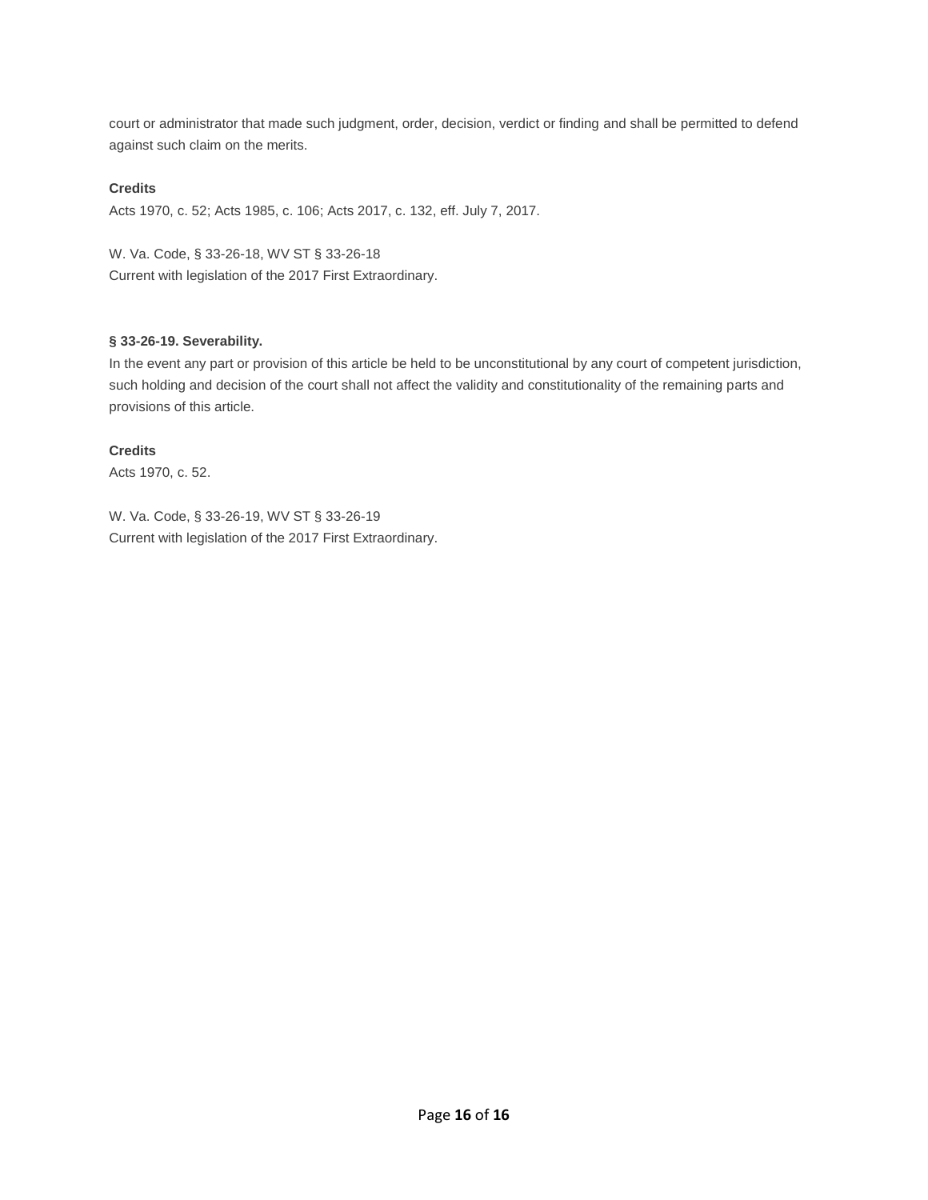court or administrator that made such judgment, order, decision, verdict or finding and shall be permitted to defend against such claim on the merits.

**Credits**

Acts 1970, c. 52; Acts 1985, c. 106; Acts 2017, c. 132, eff. July 7, 2017.

W. Va. Code, § 33-26-18, WV ST § 33-26-18
Current with legislation of the 2017 First Extraordinary.

**§ 33-26-19. Severability.**

In the event any part or provision of this article be held to be unconstitutional by any court of competent jurisdiction, such holding and decision of the court shall not affect the validity and constitutionality of the remaining parts and provisions of this article.

**Credits**

Acts 1970, c. 52.

W. Va. Code, § 33-26-19, WV ST § 33-26-19
Current with legislation of the 2017 First Extraordinary.